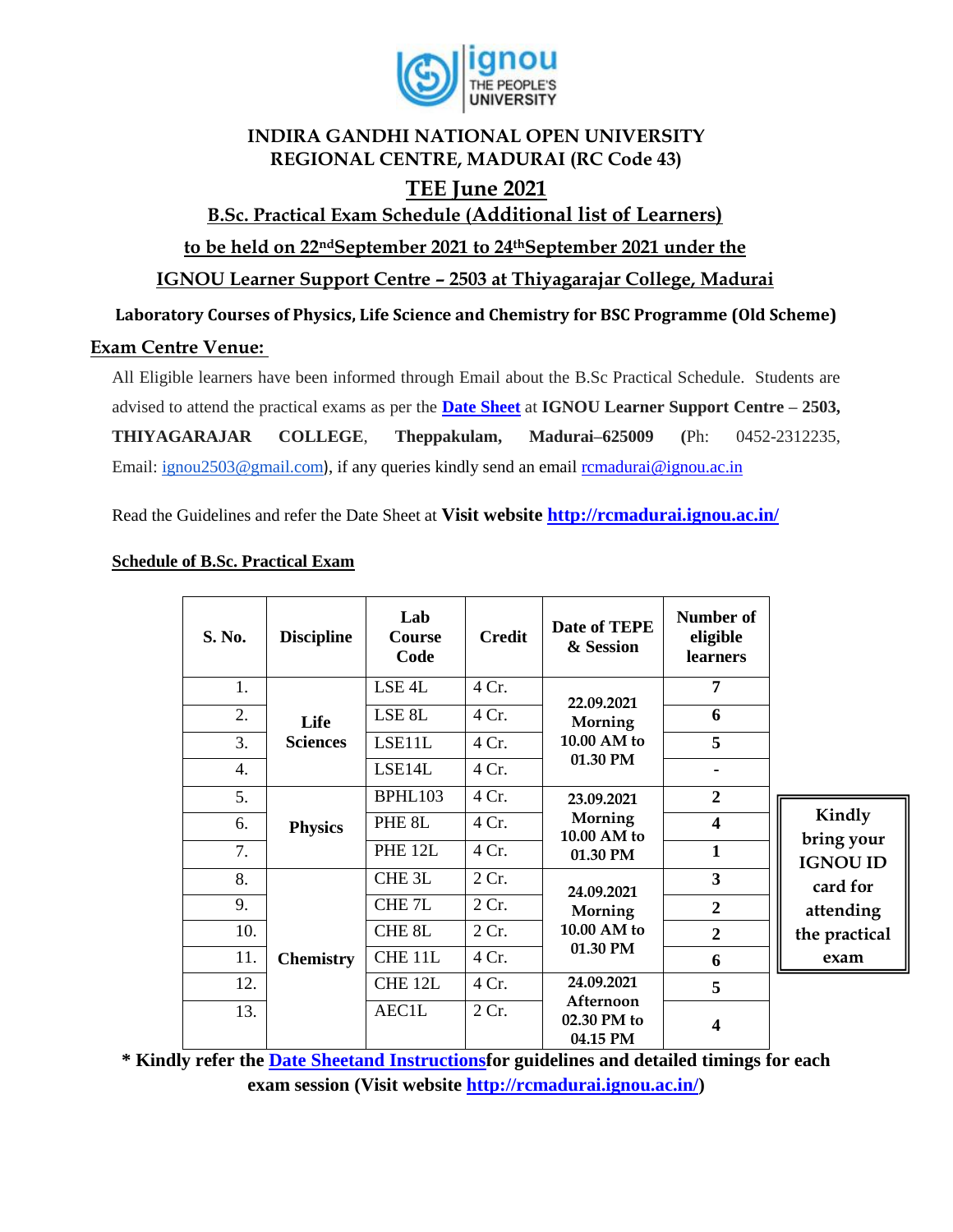# INDIRA GANDHI NATIONAL OPEN UNIVERSITY
## REGIONAL CENTRE, MADURAI (RC Code 43)

## TEE June 2021

### B.Sc. Practical Exam Schedule (Additional list of Learners)

### to be held on 22nd September 2021 to 24th September 2021 under the

### IGNOU Learner Support Centre – 2503 at Thiyagarajar College, Madurai

**Laboratory Courses of Physics, Life Science and Chemistry for BSC Programme (Old Scheme)**

**Exam Centre Venue:**

All Eligible learners have been informed through Email about the B.Sc Practical Schedule. Students are advised to attend the practical exams as per the **Date Sheet** at **IGNOU Learner Support Centre – 2503, THIYAGARAJAR COLLEGE**, **Theppakulam, Madurai–625009** (Ph: 0452-2312235, Email: ignou2503@gmail.com), if any queries kindly send an email rcmadurai@ignou.ac.in

Read the Guidelines and refer the Date Sheet at **Visit website http://rcmadurai.ignou.ac.in/**

**Schedule of B.Sc. Practical Exam**

| S. No. | Discipline | Lab Course Code | Credit | Date of TEPE & Session | Number of eligible learners |
|---|---|---|---|---|---|
| 1. | Life Sciences | LSE 4L | 4 Cr. | 22.09.2021 Morning 10.00 AM to 01.30 PM | 7 |
| 2. | | LSE 8L | 4 Cr. | | 6 |
| 3. | | LSE11L | 4 Cr. | | 5 |
| 4. | | LSE14L | 4 Cr. | | - |
| 5. | Physics | BPHL103 | 4 Cr. | 23.09.2021 Morning 10.00 AM to 01.30 PM | 2 |
| 6. | | PHE 8L | 4 Cr. | | 4 |
| 7. | | PHE 12L | 4 Cr. | | 1 |
| 8. | Chemistry | CHE 3L | 2 Cr. | 24.09.2021 Morning 10.00 AM to 01.30 PM | 3 |
| 9. | | CHE 7L | 2 Cr. | | 2 |
| 10. | | CHE 8L | 2 Cr. | | 2 |
| 11. | | CHE 11L | 4 Cr. | | 6 |
| 12. | | CHE 12L | 4 Cr. | 24.09.2021 Afternoon 02.30 PM to 04.15 PM | 5 |
| 13. | | AEC1L | 2 Cr. | | 4 |

**Kindly bring your IGNOU ID card for attending the practical exam**

**\* Kindly refer the Date Sheetand Instructionsfor guidelines and detailed timings for each exam session (Visit website http://rcmadurai.ignou.ac.in/)**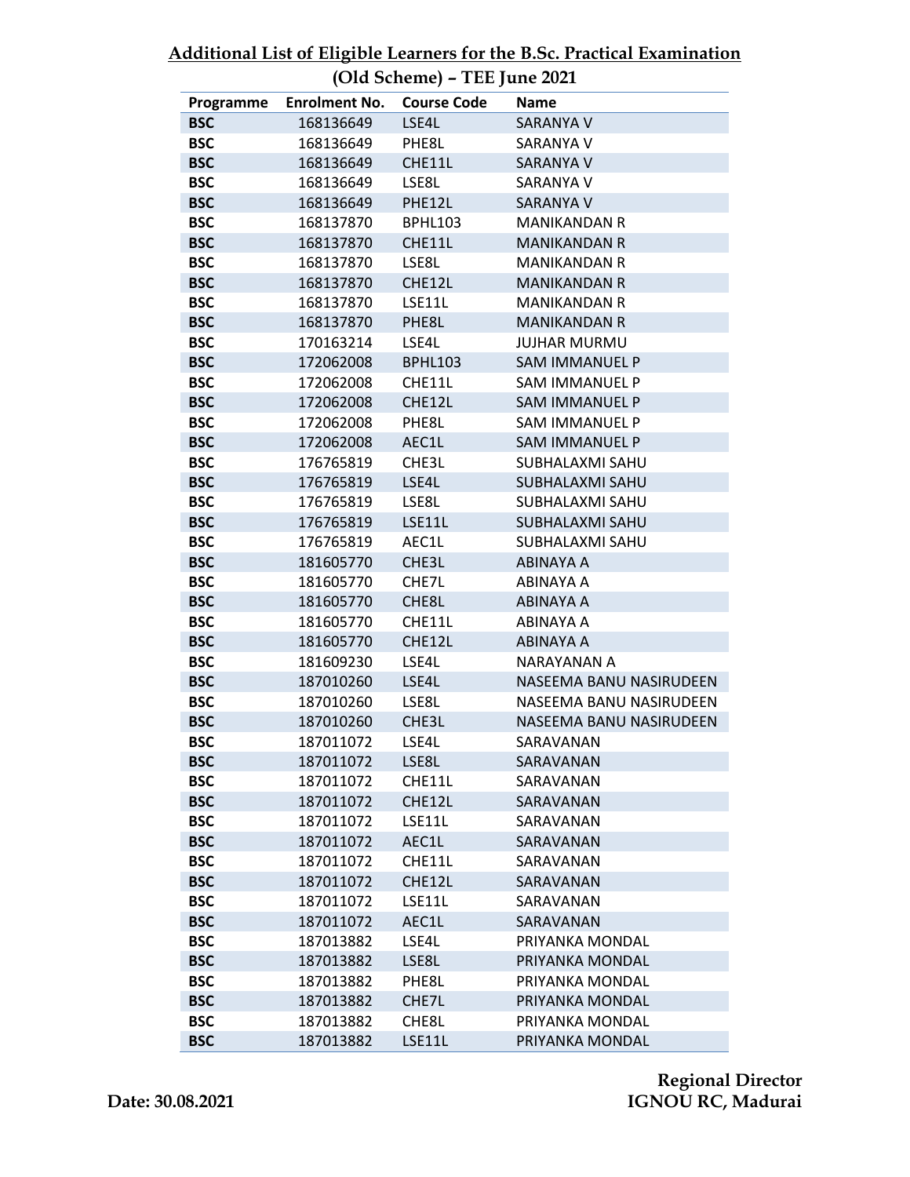## Additional List of Eligible Learners for the B.Sc. Practical Examination (Old Scheme) – TEE June 2021

| Programme | Enrolment No. | Course Code | Name |
|---|---|---|---|
| **BSC** | 168136649 | LSE4L | SARANYA V |
| **BSC** | 168136649 | PHE8L | SARANYA V |
| **BSC** | 168136649 | CHE11L | SARANYA V |
| **BSC** | 168136649 | LSE8L | SARANYA V |
| **BSC** | 168136649 | PHE12L | SARANYA V |
| **BSC** | 168137870 | BPHL103 | MANIKANDAN R |
| **BSC** | 168137870 | CHE11L | MANIKANDAN R |
| **BSC** | 168137870 | LSE8L | MANIKANDAN R |
| **BSC** | 168137870 | CHE12L | MANIKANDAN R |
| **BSC** | 168137870 | LSE11L | MANIKANDAN R |
| **BSC** | 168137870 | PHE8L | MANIKANDAN R |
| **BSC** | 170163214 | LSE4L | JUJHAR MURMU |
| **BSC** | 172062008 | BPHL103 | SAM IMMANUEL P |
| **BSC** | 172062008 | CHE11L | SAM IMMANUEL P |
| **BSC** | 172062008 | CHE12L | SAM IMMANUEL P |
| **BSC** | 172062008 | PHE8L | SAM IMMANUEL P |
| **BSC** | 172062008 | AEC1L | SAM IMMANUEL P |
| **BSC** | 176765819 | CHE3L | SUBHALAXMI SAHU |
| **BSC** | 176765819 | LSE4L | SUBHALAXMI SAHU |
| **BSC** | 176765819 | LSE8L | SUBHALAXMI SAHU |
| **BSC** | 176765819 | LSE11L | SUBHALAXMI SAHU |
| **BSC** | 176765819 | AEC1L | SUBHALAXMI SAHU |
| **BSC** | 181605770 | CHE3L | ABINAYA A |
| **BSC** | 181605770 | CHE7L | ABINAYA A |
| **BSC** | 181605770 | CHE8L | ABINAYA A |
| **BSC** | 181605770 | CHE11L | ABINAYA A |
| **BSC** | 181605770 | CHE12L | ABINAYA A |
| **BSC** | 181609230 | LSE4L | NARAYANAN A |
| **BSC** | 187010260 | LSE4L | NASEEMA BANU NASIRUDEEN |
| **BSC** | 187010260 | LSE8L | NASEEMA BANU NASIRUDEEN |
| **BSC** | 187010260 | CHE3L | NASEEMA BANU NASIRUDEEN |
| **BSC** | 187011072 | LSE4L | SARAVANAN |
| **BSC** | 187011072 | LSE8L | SARAVANAN |
| **BSC** | 187011072 | CHE11L | SARAVANAN |
| **BSC** | 187011072 | CHE12L | SARAVANAN |
| **BSC** | 187011072 | LSE11L | SARAVANAN |
| **BSC** | 187011072 | AEC1L | SARAVANAN |
| **BSC** | 187011072 | CHE11L | SARAVANAN |
| **BSC** | 187011072 | CHE12L | SARAVANAN |
| **BSC** | 187011072 | LSE11L | SARAVANAN |
| **BSC** | 187011072 | AEC1L | SARAVANAN |
| **BSC** | 187013882 | LSE4L | PRIYANKA MONDAL |
| **BSC** | 187013882 | LSE8L | PRIYANKA MONDAL |
| **BSC** | 187013882 | PHE8L | PRIYANKA MONDAL |
| **BSC** | 187013882 | CHE7L | PRIYANKA MONDAL |
| **BSC** | 187013882 | CHE8L | PRIYANKA MONDAL |
| **BSC** | 187013882 | LSE11L | PRIYANKA MONDAL |

**Date: 30.08.2021**

**Regional Director**
**IGNOU RC, Madurai**